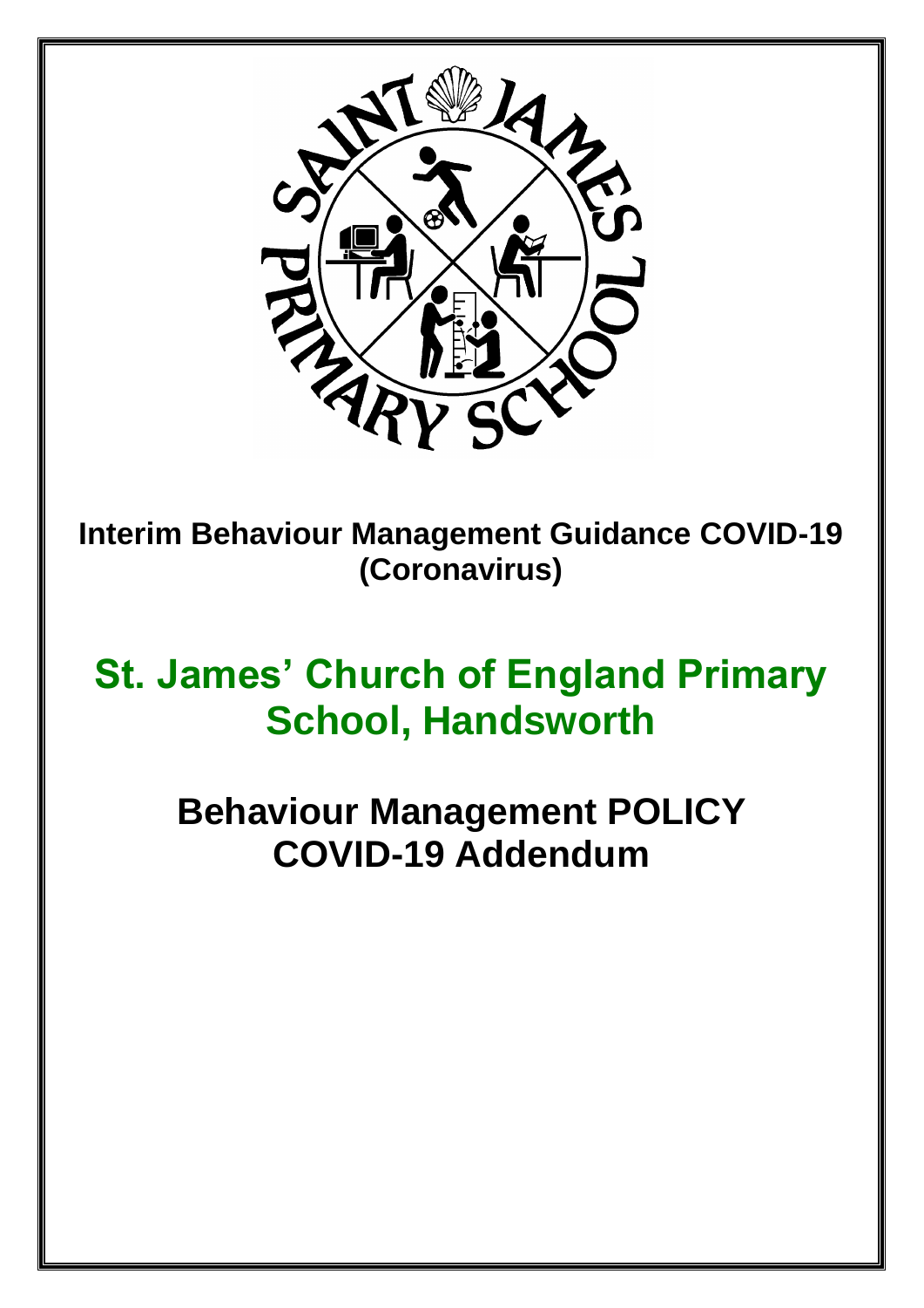**Interim Behaviour Management Guidance COVID-19 (Coronavirus)**

# St. James' Church of England Primary School, Handsworth

## Behaviour Management POLICY COVID-19 Addendum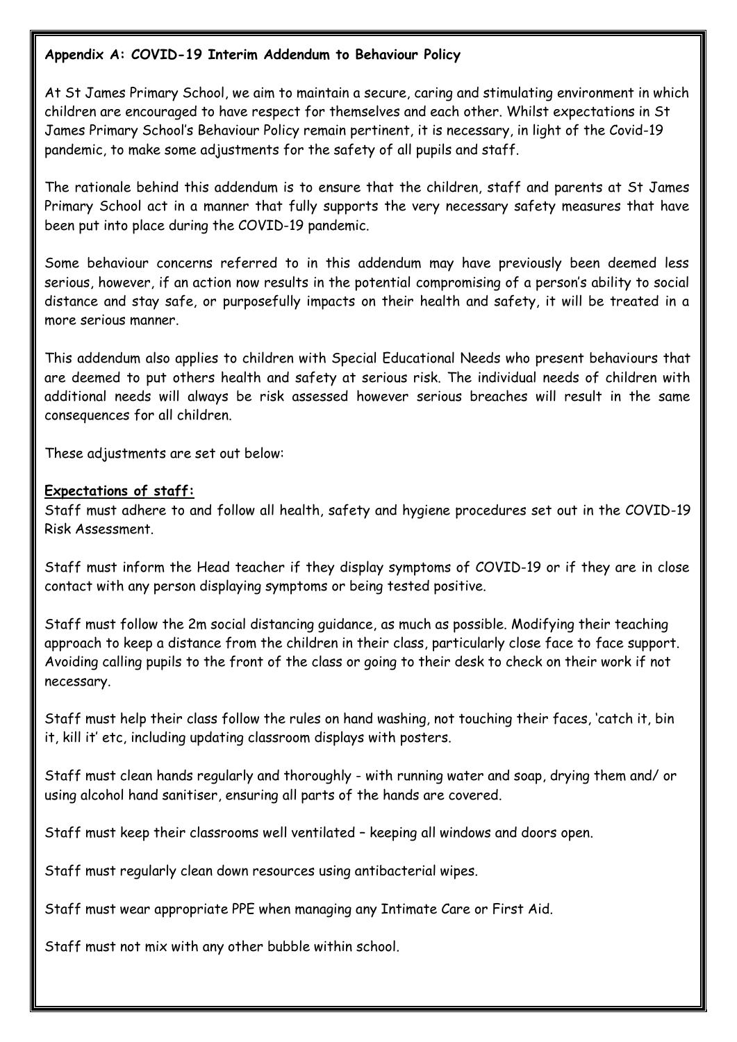**Appendix A: COVID-19 Interim Addendum to Behaviour Policy**

At St James Primary School, we aim to maintain a secure, caring and stimulating environment in which children are encouraged to have respect for themselves and each other. Whilst expectations in St James Primary School's Behaviour Policy remain pertinent, it is necessary, in light of the Covid-19 pandemic, to make some adjustments for the safety of all pupils and staff.

The rationale behind this addendum is to ensure that the children, staff and parents at St James Primary School act in a manner that fully supports the very necessary safety measures that have been put into place during the COVID-19 pandemic.

Some behaviour concerns referred to in this addendum may have previously been deemed less serious, however, if an action now results in the potential compromising of a person's ability to social distance and stay safe, or purposefully impacts on their health and safety, it will be treated in a more serious manner.

This addendum also applies to children with Special Educational Needs who present behaviours that are deemed to put others health and safety at serious risk. The individual needs of children with additional needs will always be risk assessed however serious breaches will result in the same consequences for all children.

These adjustments are set out below:

**Expectations of staff:**

Staff must adhere to and follow all health, safety and hygiene procedures set out in the COVID-19 Risk Assessment.

Staff must inform the Head teacher if they display symptoms of COVID-19 or if they are in close contact with any person displaying symptoms or being tested positive.

Staff must follow the 2m social distancing guidance, as much as possible. Modifying their teaching approach to keep a distance from the children in their class, particularly close face to face support. Avoiding calling pupils to the front of the class or going to their desk to check on their work if not necessary.

Staff must help their class follow the rules on hand washing, not touching their faces, 'catch it, bin it, kill it' etc, including updating classroom displays with posters.

Staff must clean hands regularly and thoroughly - with running water and soap, drying them and/ or using alcohol hand sanitiser, ensuring all parts of the hands are covered.

Staff must keep their classrooms well ventilated – keeping all windows and doors open.

Staff must regularly clean down resources using antibacterial wipes.

Staff must wear appropriate PPE when managing any Intimate Care or First Aid.

Staff must not mix with any other bubble within school.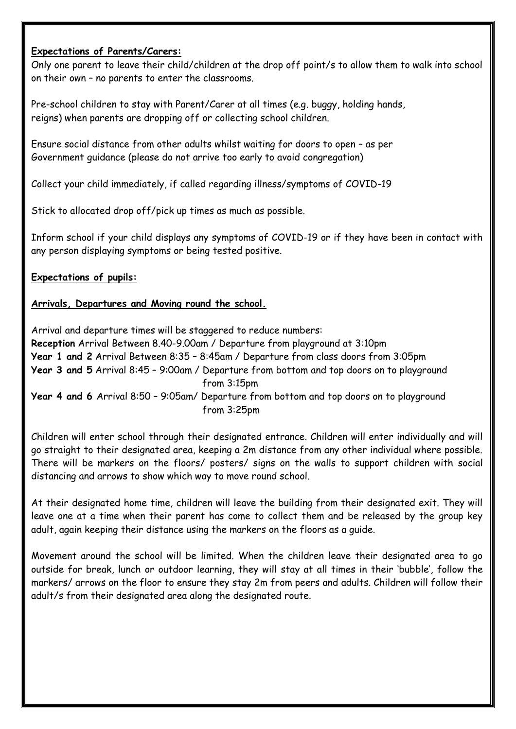**Expectations of Parents/Carers:**

Only one parent to leave their child/children at the drop off point/s to allow them to walk into school on their own – no parents to enter the classrooms.

Pre-school children to stay with Parent/Carer at all times (e.g. buggy, holding hands, reigns) when parents are dropping off or collecting school children.

Ensure social distance from other adults whilst waiting for doors to open – as per Government guidance (please do not arrive too early to avoid congregation)

Collect your child immediately, if called regarding illness/symptoms of COVID-19

Stick to allocated drop off/pick up times as much as possible.

Inform school if your child displays any symptoms of COVID-19 or if they have been in contact with any person displaying symptoms or being tested positive.

**Expectations of pupils:**

**Arrivals, Departures and Moving round the school.**

Arrival and departure times will be staggered to reduce numbers:

**Reception** Arrival Between 8.40-9.00am / Departure from playground at 3:10pm
**Year 1 and 2** Arrival Between 8:35 – 8:45am / Departure from class doors from 3:05pm
**Year 3 and 5** Arrival 8:45 – 9:00am / Departure from bottom and top doors on to playground from 3:15pm
**Year 4 and 6** Arrival 8:50 – 9:05am/ Departure from bottom and top doors on to playground from 3:25pm

Children will enter school through their designated entrance. Children will enter individually and will go straight to their designated area, keeping a 2m distance from any other individual where possible. There will be markers on the floors/ posters/ signs on the walls to support children with social distancing and arrows to show which way to move round school.

At their designated home time, children will leave the building from their designated exit. They will leave one at a time when their parent has come to collect them and be released by the group key adult, again keeping their distance using the markers on the floors as a guide.

Movement around the school will be limited. When the children leave their designated area to go outside for break, lunch or outdoor learning, they will stay at all times in their 'bubble', follow the markers/ arrows on the floor to ensure they stay 2m from peers and adults. Children will follow their adult/s from their designated area along the designated route.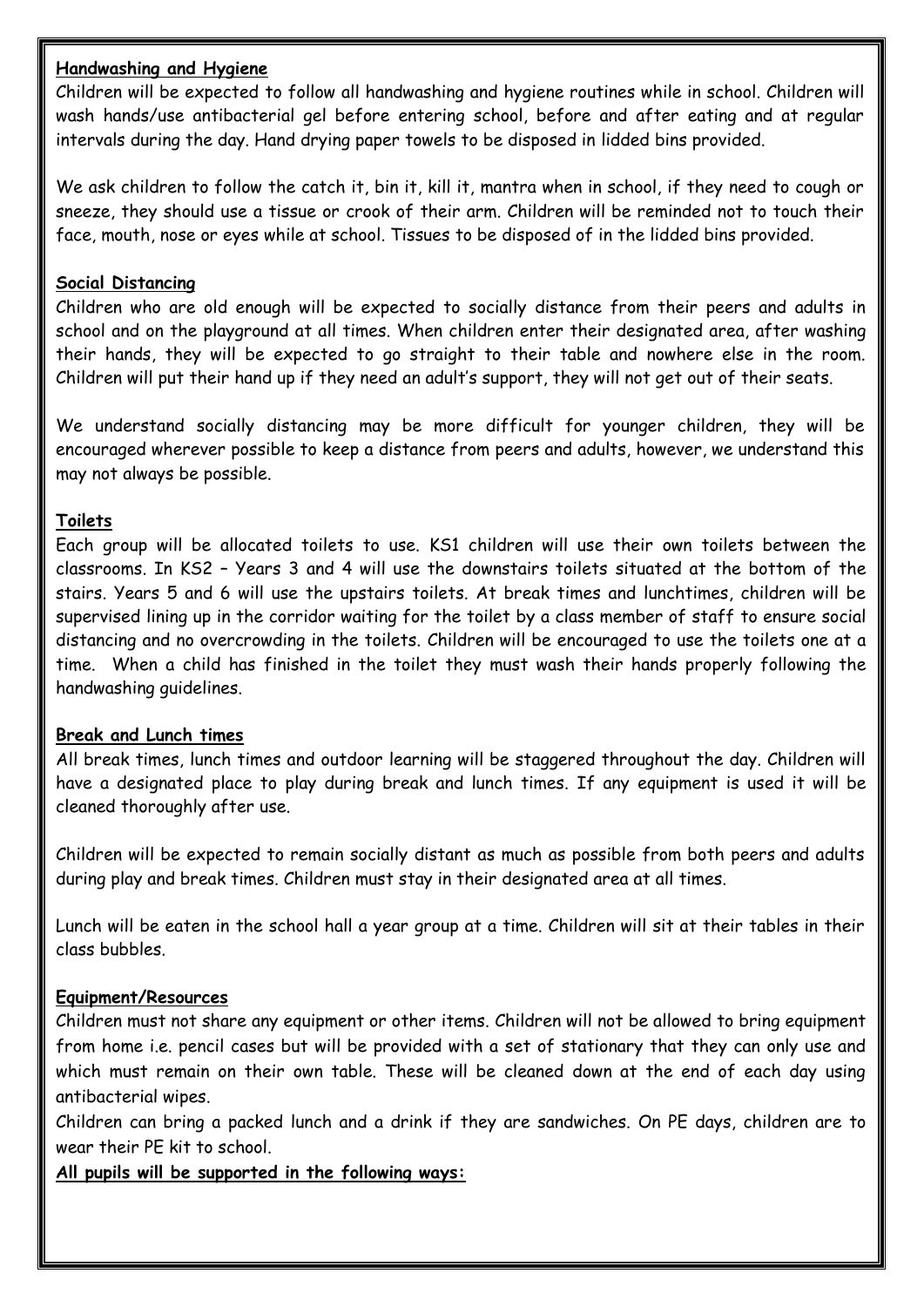**Handwashing and Hygiene**

Children will be expected to follow all handwashing and hygiene routines while in school. Children will wash hands/use antibacterial gel before entering school, before and after eating and at regular intervals during the day. Hand drying paper towels to be disposed in lidded bins provided.

We ask children to follow the catch it, bin it, kill it, mantra when in school, if they need to cough or sneeze, they should use a tissue or crook of their arm. Children will be reminded not to touch their face, mouth, nose or eyes while at school. Tissues to be disposed of in the lidded bins provided.

**Social Distancing**

Children who are old enough will be expected to socially distance from their peers and adults in school and on the playground at all times. When children enter their designated area, after washing their hands, they will be expected to go straight to their table and nowhere else in the room. Children will put their hand up if they need an adult's support, they will not get out of their seats.

We understand socially distancing may be more difficult for younger children, they will be encouraged wherever possible to keep a distance from peers and adults, however, we understand this may not always be possible.

**Toilets**

Each group will be allocated toilets to use. KS1 children will use their own toilets between the classrooms. In KS2 – Years 3 and 4 will use the downstairs toilets situated at the bottom of the stairs. Years 5 and 6 will use the upstairs toilets. At break times and lunchtimes, children will be supervised lining up in the corridor waiting for the toilet by a class member of staff to ensure social distancing and no overcrowding in the toilets. Children will be encouraged to use the toilets one at a time. When a child has finished in the toilet they must wash their hands properly following the handwashing guidelines.

**Break and Lunch times**

All break times, lunch times and outdoor learning will be staggered throughout the day. Children will have a designated place to play during break and lunch times. If any equipment is used it will be cleaned thoroughly after use.

Children will be expected to remain socially distant as much as possible from both peers and adults during play and break times. Children must stay in their designated area at all times.

Lunch will be eaten in the school hall a year group at a time. Children will sit at their tables in their class bubbles.

**Equipment/Resources**

Children must not share any equipment or other items. Children will not be allowed to bring equipment from home i.e. pencil cases but will be provided with a set of stationary that they can only use and which must remain on their own table. These will be cleaned down at the end of each day using antibacterial wipes.

Children can bring a packed lunch and a drink if they are sandwiches. On PE days, children are to wear their PE kit to school.

**All pupils will be supported in the following ways:**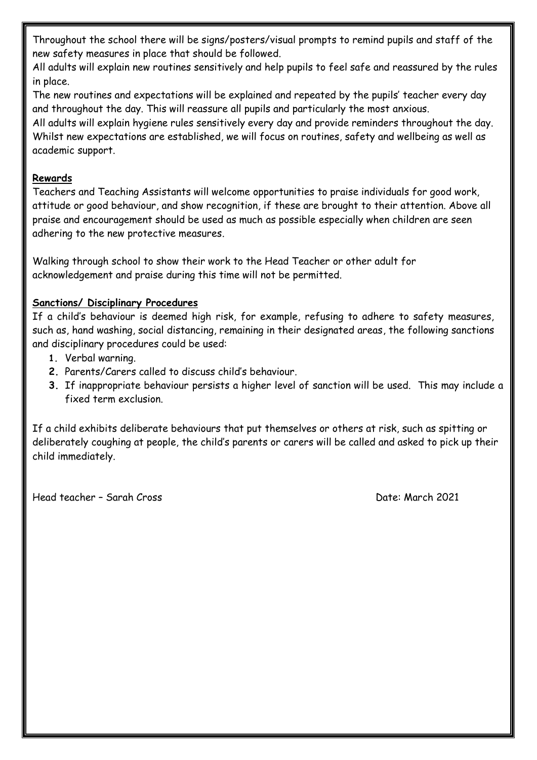Throughout the school there will be signs/posters/visual prompts to remind pupils and staff of the new safety measures in place that should be followed.

All adults will explain new routines sensitively and help pupils to feel safe and reassured by the rules in place.

The new routines and expectations will be explained and repeated by the pupils' teacher every day and throughout the day. This will reassure all pupils and particularly the most anxious.

All adults will explain hygiene rules sensitively every day and provide reminders throughout the day.

Whilst new expectations are established, we will focus on routines, safety and wellbeing as well as academic support.

**Rewards**

Teachers and Teaching Assistants will welcome opportunities to praise individuals for good work, attitude or good behaviour, and show recognition, if these are brought to their attention. Above all praise and encouragement should be used as much as possible especially when children are seen adhering to the new protective measures.

Walking through school to show their work to the Head Teacher or other adult for acknowledgement and praise during this time will not be permitted.

**Sanctions/ Disciplinary Procedures**

If a child's behaviour is deemed high risk, for example, refusing to adhere to safety measures, such as, hand washing, social distancing, remaining in their designated areas, the following sanctions and disciplinary procedures could be used:

1. Verbal warning.
2. Parents/Carers called to discuss child's behaviour.
3. If inappropriate behaviour persists a higher level of sanction will be used. This may include a fixed term exclusion.

If a child exhibits deliberate behaviours that put themselves or others at risk, such as spitting or deliberately coughing at people, the child's parents or carers will be called and asked to pick up their child immediately.

Head teacher – Sarah Cross Date: March 2021